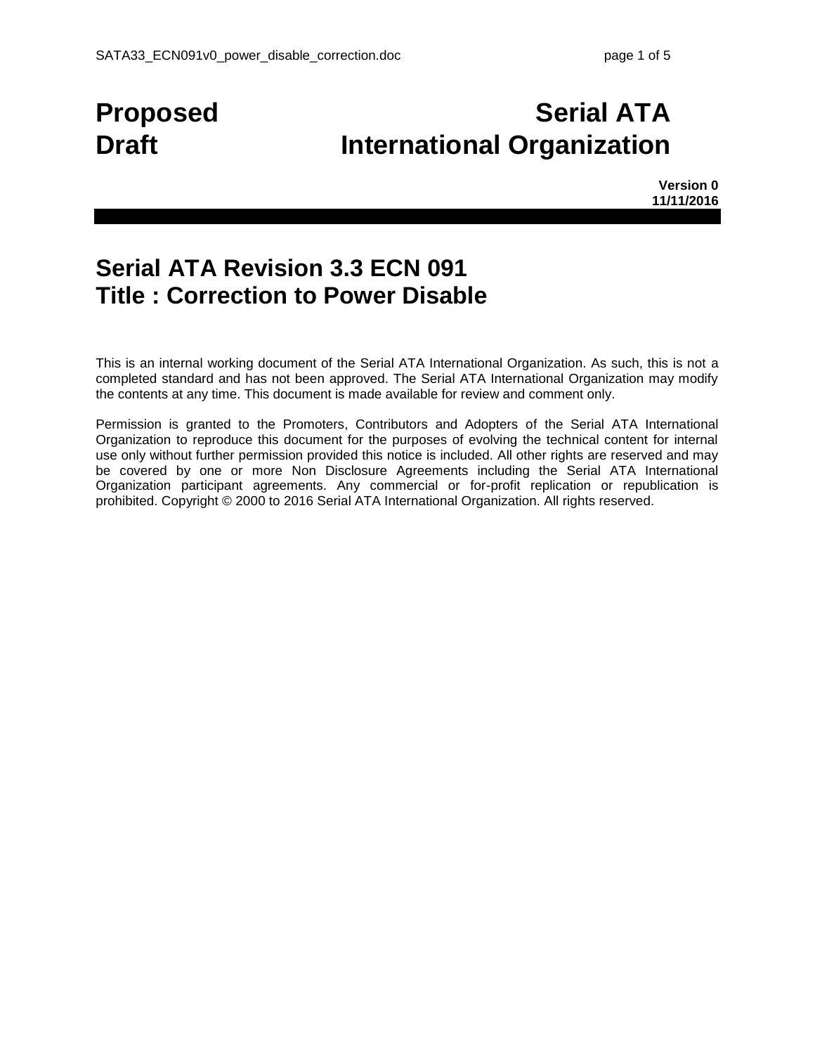# Proposed Draft

# Serial ATA International Organization

**Version 0**
**11/11/2016**

## Serial ATA Revision 3.3 ECN 091
## Title : Correction to Power Disable

This is an internal working document of the Serial ATA International Organization. As such, this is not a completed standard and has not been approved. The Serial ATA International Organization may modify the contents at any time. This document is made available for review and comment only.

Permission is granted to the Promoters, Contributors and Adopters of the Serial ATA International Organization to reproduce this document for the purposes of evolving the technical content for internal use only without further permission provided this notice is included. All other rights are reserved and may be covered by one or more Non Disclosure Agreements including the Serial ATA International Organization participant agreements. Any commercial or for-profit replication or republication is prohibited. Copyright © 2000 to 2016 Serial ATA International Organization. All rights reserved.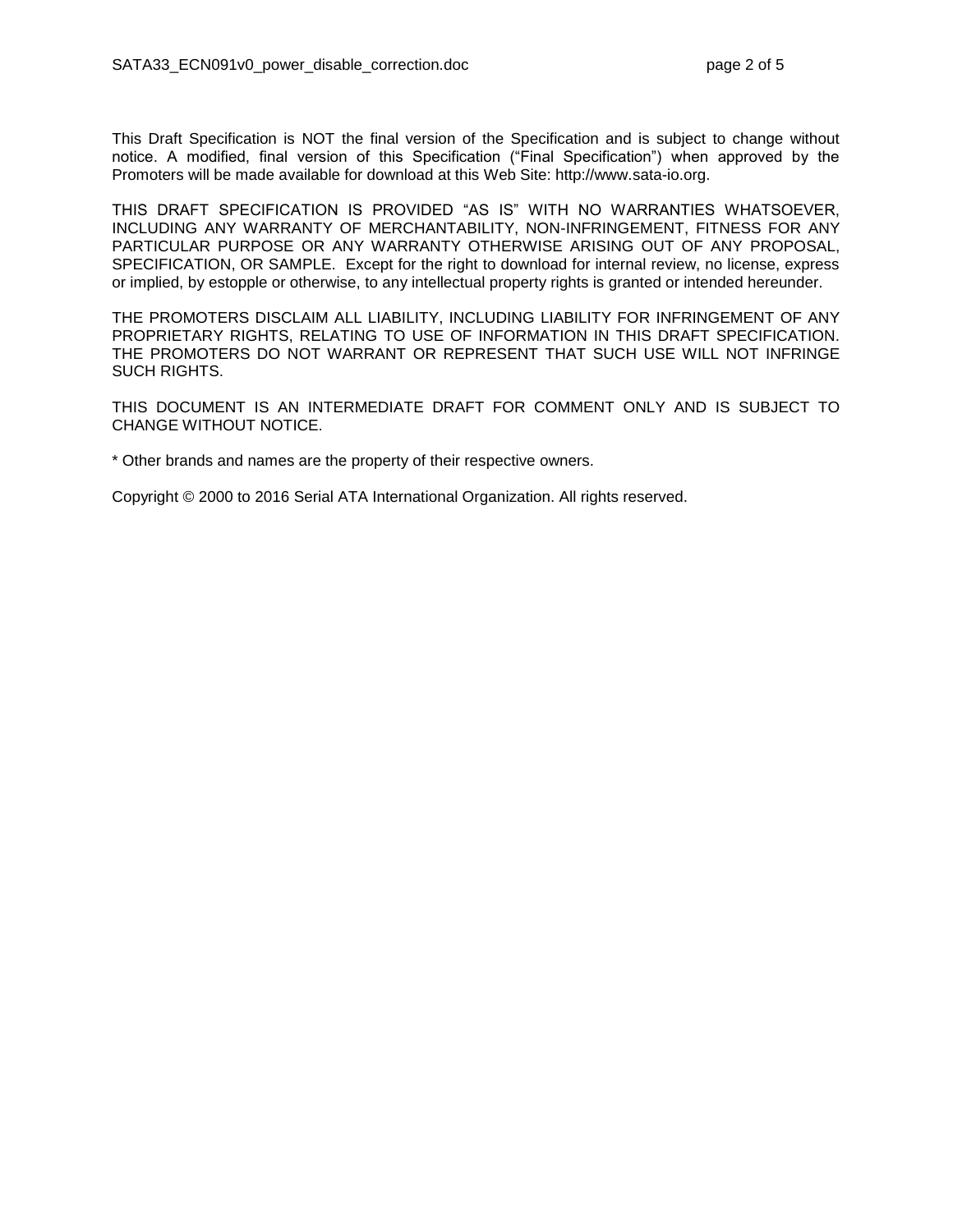This Draft Specification is NOT the final version of the Specification and is subject to change without notice. A modified, final version of this Specification ("Final Specification") when approved by the Promoters will be made available for download at this Web Site: http://www.sata-io.org.

THIS DRAFT SPECIFICATION IS PROVIDED "AS IS" WITH NO WARRANTIES WHATSOEVER, INCLUDING ANY WARRANTY OF MERCHANTABILITY, NON-INFRINGEMENT, FITNESS FOR ANY PARTICULAR PURPOSE OR ANY WARRANTY OTHERWISE ARISING OUT OF ANY PROPOSAL, SPECIFICATION, OR SAMPLE. Except for the right to download for internal review, no license, express or implied, by estopple or otherwise, to any intellectual property rights is granted or intended hereunder.

THE PROMOTERS DISCLAIM ALL LIABILITY, INCLUDING LIABILITY FOR INFRINGEMENT OF ANY PROPRIETARY RIGHTS, RELATING TO USE OF INFORMATION IN THIS DRAFT SPECIFICATION. THE PROMOTERS DO NOT WARRANT OR REPRESENT THAT SUCH USE WILL NOT INFRINGE SUCH RIGHTS.

THIS DOCUMENT IS AN INTERMEDIATE DRAFT FOR COMMENT ONLY AND IS SUBJECT TO CHANGE WITHOUT NOTICE.

* Other brands and names are the property of their respective owners.

Copyright © 2000 to 2016 Serial ATA International Organization. All rights reserved.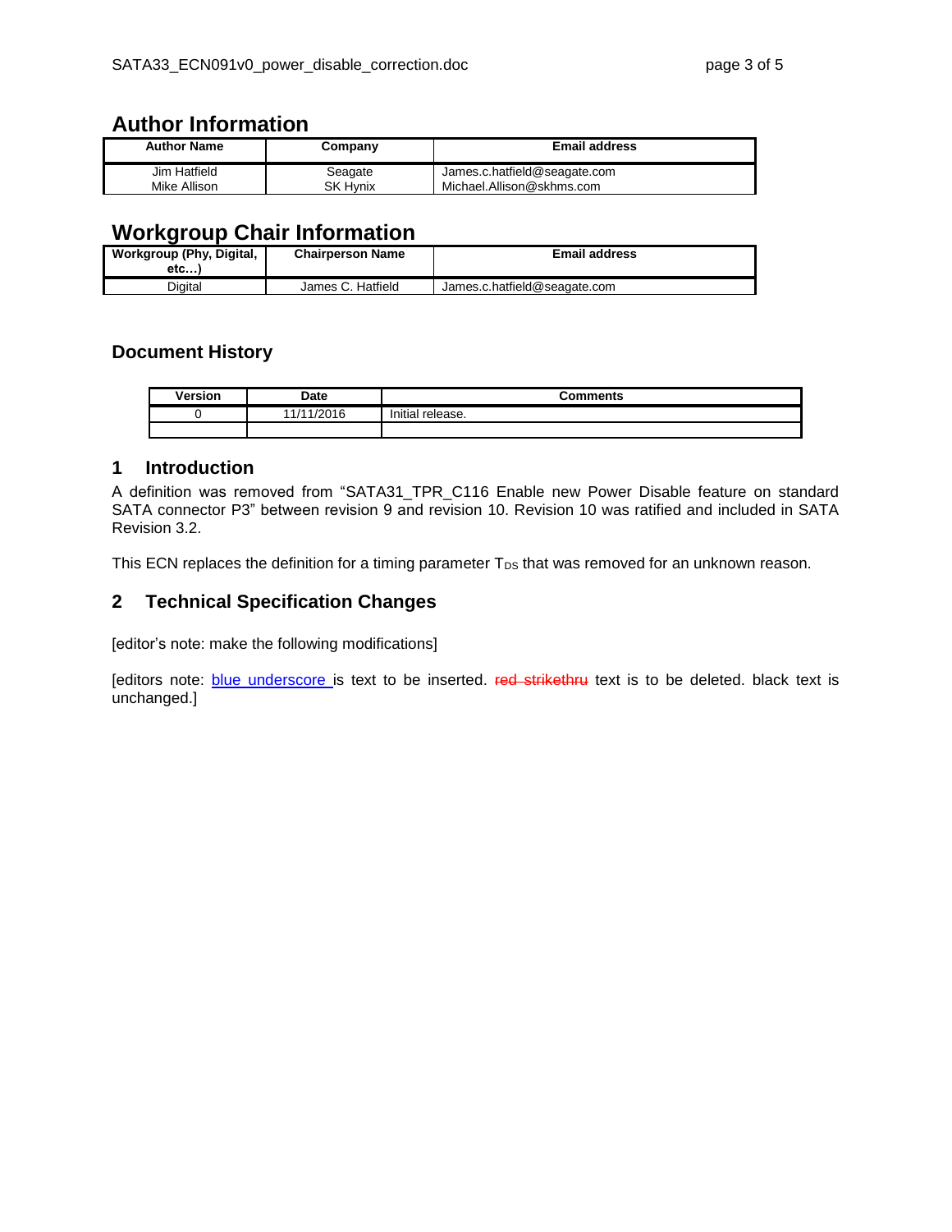# Author Information

| Author Name | Company | Email address |
|---|---|---|
| Jim Hatfield<br>Mike Allison | Seagate<br>SK Hynix | James.c.hatfield@seagate.com<br>Michael.Allison@skhms.com |

# Workgroup Chair Information

| Workgroup (Phy, Digital, etc…) | Chairperson Name | Email address |
|---|---|---|
| Digital | James C. Hatfield | James.c.hatfield@seagate.com |

## Document History

| Version | Date | Comments |
|---|---|---|
| 0 | 11/11/2016 | Initial release. |
| | | |

## 1 Introduction

A definition was removed from "SATA31_TPR_C116 Enable new Power Disable feature on standard SATA connector P3" between revision 9 and revision 10. Revision 10 was ratified and included in SATA Revision 3.2.

This ECN replaces the definition for a timing parameter $T_{DS}$ that was removed for an unknown reason.

## 2 Technical Specification Changes

[editor's note: make the following modifications]

[editors note: blue underscore is text to be inserted. ~~red strikethru~~ text is to be deleted. black text is unchanged.]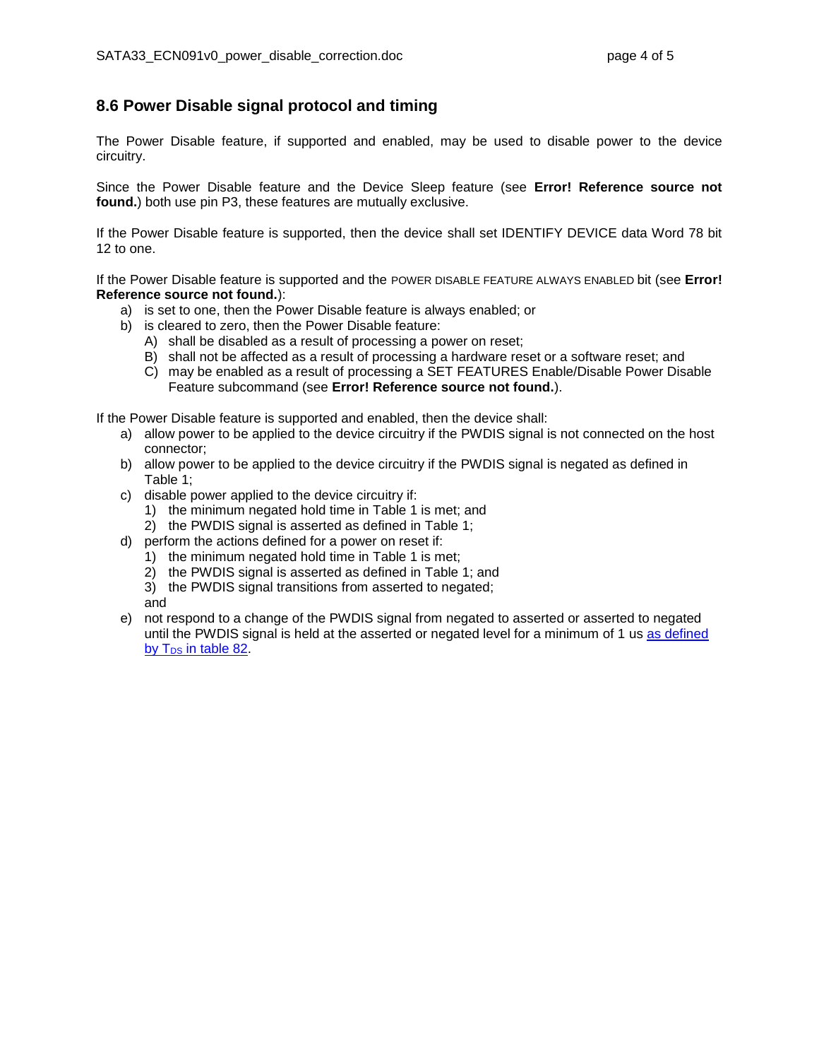## 8.6 Power Disable signal protocol and timing

The Power Disable feature, if supported and enabled, may be used to disable power to the device circuitry.

Since the Power Disable feature and the Device Sleep feature (see **Error! Reference source not found.**) both use pin P3, these features are mutually exclusive.

If the Power Disable feature is supported, then the device shall set IDENTIFY DEVICE data Word 78 bit 12 to one.

If the Power Disable feature is supported and the POWER DISABLE FEATURE ALWAYS ENABLED bit (see **Error! Reference source not found.**):

a) is set to one, then the Power Disable feature is always enabled; or
b) is cleared to zero, then the Power Disable feature:
   A) shall be disabled as a result of processing a power on reset;
   B) shall not be affected as a result of processing a hardware reset or a software reset; and
   C) may be enabled as a result of processing a SET FEATURES Enable/Disable Power Disable Feature subcommand (see **Error! Reference source not found.**).

If the Power Disable feature is supported and enabled, then the device shall:

a) allow power to be applied to the device circuitry if the PWDIS signal is not connected on the host connector;
b) allow power to be applied to the device circuitry if the PWDIS signal is negated as defined in Table 1;
c) disable power applied to the device circuitry if:
   1) the minimum negated hold time in Table 1 is met; and
   2) the PWDIS signal is asserted as defined in Table 1;
d) perform the actions defined for a power on reset if:
   1) the minimum negated hold time in Table 1 is met;
   2) the PWDIS signal is asserted as defined in Table 1; and
   3) the PWDIS signal transitions from asserted to negated;
   
   and
e) not respond to a change of the PWDIS signal from negated to asserted or asserted to negated until the PWDIS signal is held at the asserted or negated level for a minimum of 1 us as defined by $T_{DS}$ in table 82.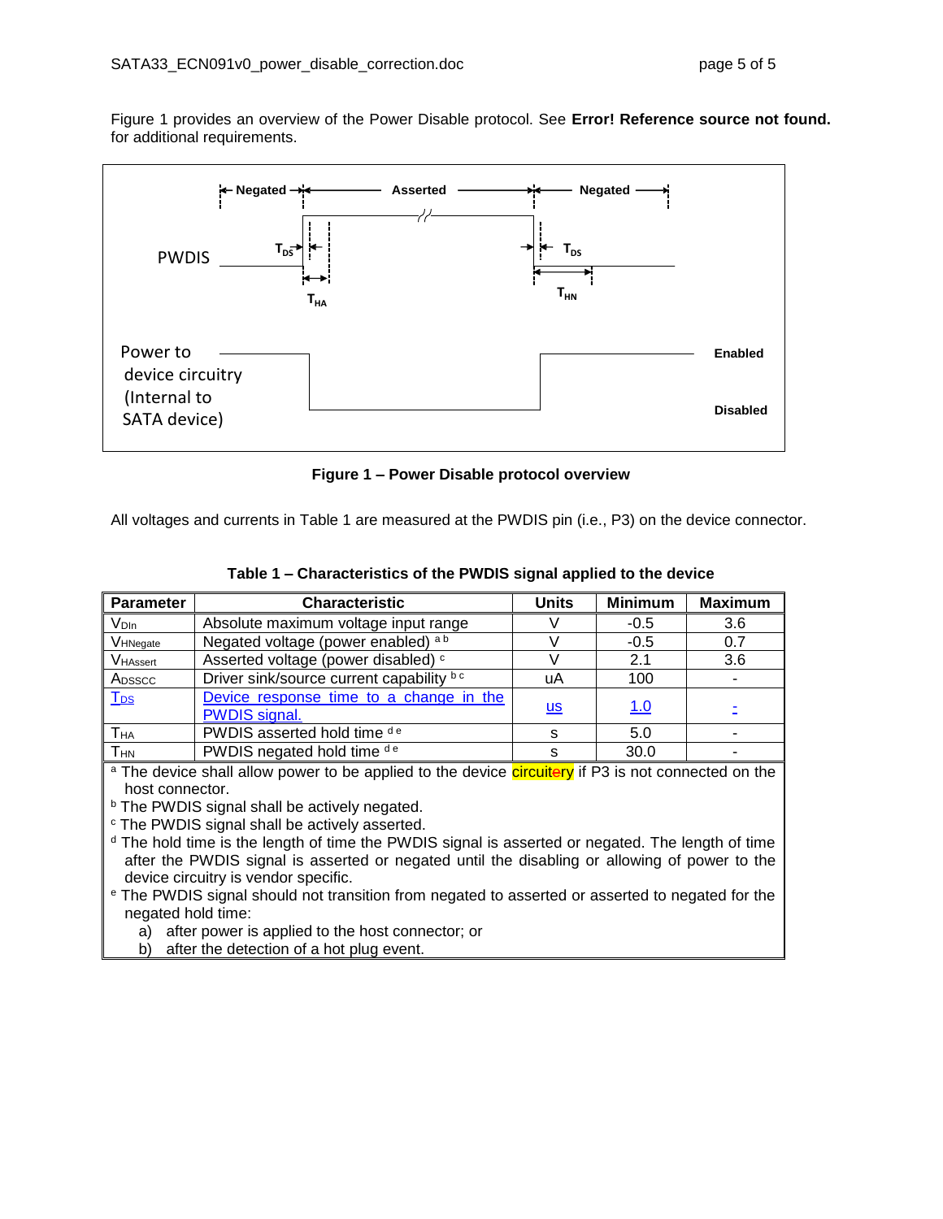Figure 1 provides an overview of the Power Disable protocol. See **Error! Reference source not found.** for additional requirements.

Negated
Asserted
Negated
PWDIS
$T_{DS}$
$T_{HA}$
$T_{DS}$
$T_{HN}$
Power to device circuitry (Internal to SATA device)
Enabled
Disabled

**Figure 1 – Power Disable protocol overview**

All voltages and currents in Table 1 are measured at the PWDIS pin (i.e., P3) on the device connector.

**Table 1 – Characteristics of the PWDIS signal applied to the device**

| Parameter | Characteristic | Units | Minimum | Maximum |
|---|---|---|---|---|
| $V_{DIn}$ | Absolute maximum voltage input range | V | -0.5 | 3.6 |
| $V_{HNegate}$ | Negated voltage (power enabled) [a b] | V | -0.5 | 0.7 |
| $V_{HAssert}$ | Asserted voltage (power disabled) [c] | V | 2.1 | 3.6 |
| $A_{DSSCC}$ | Driver sink/source current capability [b c] | uA | 100 | - |
| $T_{DS}$ | Device response time to a change in the PWDIS signal. | us | 1.0 | - |
| $T_{HA}$ | PWDIS asserted hold time [d e] | s | 5.0 | - |
| $T_{HN}$ | PWDIS negated hold time [d e] | s | 30.0 | - |

[a] The device shall allow power to be applied to the device circuitery if P3 is not connected on the host connector.
[b] The PWDIS signal shall be actively negated.
[c] The PWDIS signal shall be actively asserted.
[d] The hold time is the length of time the PWDIS signal is asserted or negated. The length of time after the PWDIS signal is asserted or negated until the disabling or allowing of power to the device circuitry is vendor specific.
[e] The PWDIS signal should not transition from negated to asserted or asserted to negated for the negated hold time:
a) after power is applied to the host connector; or
b) after the detection of a hot plug event.